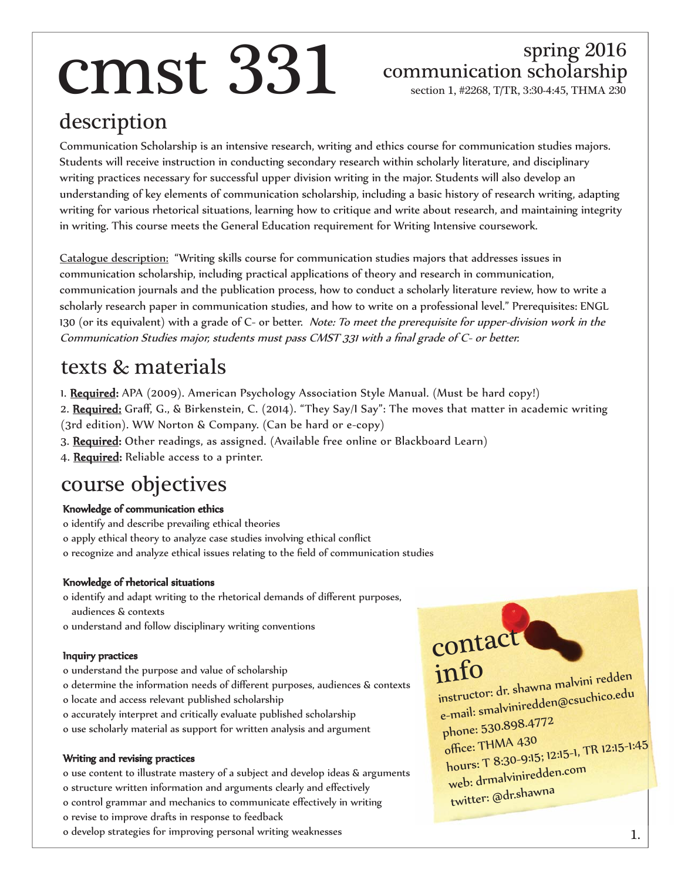# cmst 331

## spring 2016
## communication scholarship

section 1, #2268, T/TR, 3:30-4:45, THMA 230

## description

Communication Scholarship is an intensive research, writing and ethics course for communication studies majors. Students will receive instruction in conducting secondary research within scholarly literature, and disciplinary writing practices necessary for successful upper division writing in the major. Students will also develop an understanding of key elements of communication scholarship, including a basic history of research writing, adapting writing for various rhetorical situations, learning how to critique and write about research, and maintaining integrity in writing. This course meets the General Education requirement for Writing Intensive coursework.

Catalogue description: "Writing skills course for communication studies majors that addresses issues in communication scholarship, including practical applications of theory and research in communication, communication journals and the publication process, how to conduct a scholarly literature review, how to write a scholarly research paper in communication studies, and how to write on a professional level." Prerequisites: ENGL 130 (or its equivalent) with a grade of C- or better. *Note: To meet the prerequisite for upper-division work in the Communication Studies major, students must pass CMST 331 with a final grade of C- or better.*

## texts & materials

1. **Required:** APA (2009). American Psychology Association Style Manual. (Must be hard copy!)
2. **Required:** Graff, G., & Birkenstein, C. (2014). "They Say/I Say": The moves that matter in academic writing (3rd edition). WW Norton & Company. (Can be hard or e-copy)
3. **Required:** Other readings, as assigned. (Available free online or Blackboard Learn)
4. **Required:** Reliable access to a printer.

## course objectives

**Knowledge of communication ethics**

- identify and describe prevailing ethical theories
- apply ethical theory to analyze case studies involving ethical conflict
- recognize and analyze ethical issues relating to the field of communication studies

**Knowledge of rhetorical situations**

- identify and adapt writing to the rhetorical demands of different purposes, audiences & contexts
- understand and follow disciplinary writing conventions

**Inquiry practices**

- understand the purpose and value of scholarship
- determine the information needs of different purposes, audiences & contexts
- locate and access relevant published scholarship
- accurately interpret and critically evaluate published scholarship
- use scholarly material as support for written analysis and argument

**Writing and revising practices**

- use content to illustrate mastery of a subject and develop ideas & arguments
- structure written information and arguments clearly and effectively
- control grammar and mechanics to communicate effectively in writing
- revise to improve drafts in response to feedback
- develop strategies for improving personal writing weaknesses

## contact info

instructor: dr. shawna malvini redden
e-mail: smalviniredden@csuchico.edu
phone: 530.898.4772
office: THMA 430
hours: T 8:30-9:15; 12:15-1, TR 12:15-1:45
web: drmalviniredden.com
twitter: @dr.shawna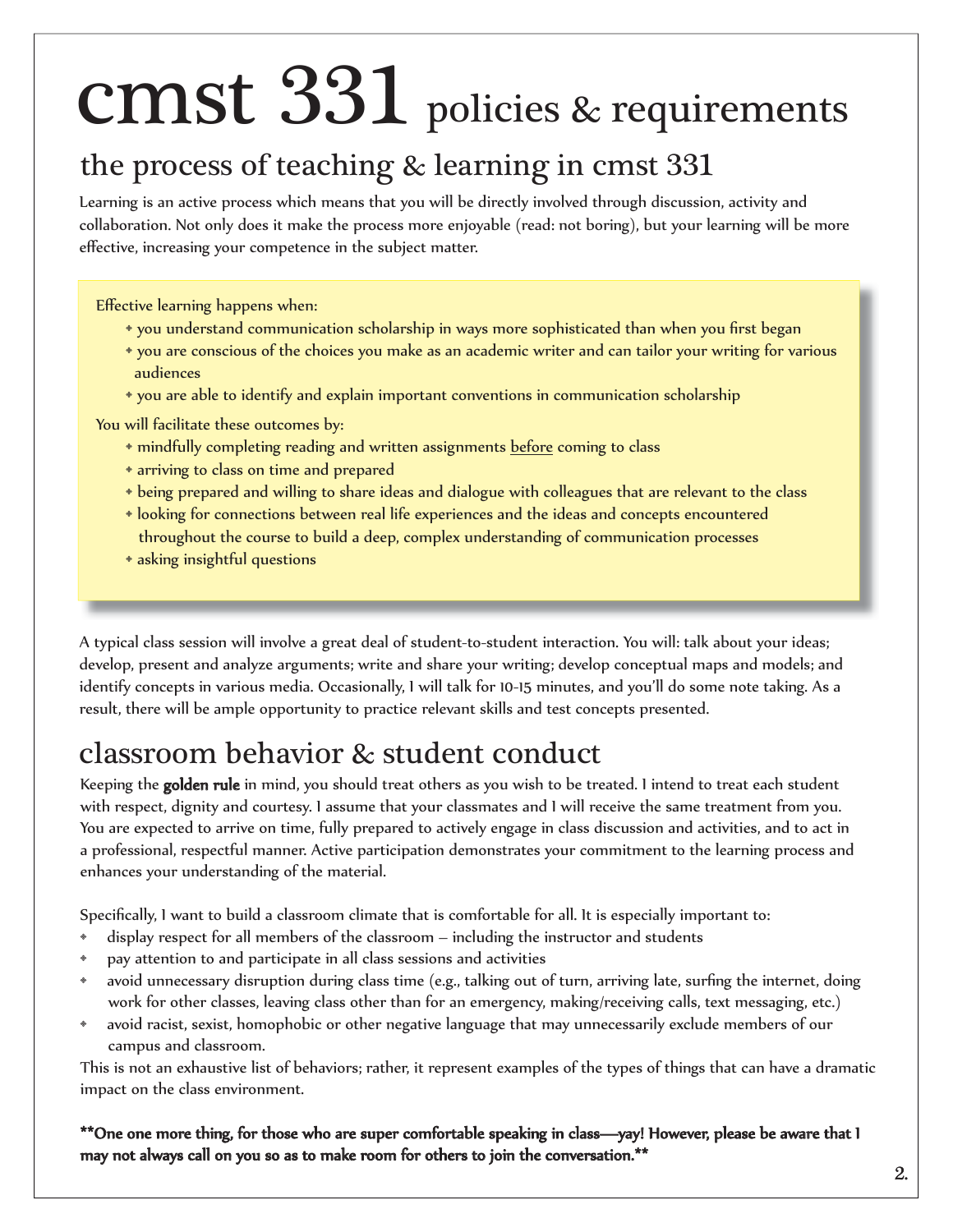# cmst 331 policies & requirements

## the process of teaching & learning in cmst 331

Learning is an active process which means that you will be directly involved through discussion, activity and collaboration. Not only does it make the process more enjoyable (read: not boring), but your learning will be more effective, increasing your competence in the subject matter.

Effective learning happens when:

- you understand communication scholarship in ways more sophisticated than when you first began
- you are conscious of the choices you make as an academic writer and can tailor your writing for various audiences
- you are able to identify and explain important conventions in communication scholarship

You will facilitate these outcomes by:

- mindfully completing reading and written assignments <u>before</u> coming to class
- arriving to class on time and prepared
- being prepared and willing to share ideas and dialogue with colleagues that are relevant to the class
- looking for connections between real life experiences and the ideas and concepts encountered throughout the course to build a deep, complex understanding of communication processes
- asking insightful questions

A typical class session will involve a great deal of student-to-student interaction. You will: talk about your ideas; develop, present and analyze arguments; write and share your writing; develop conceptual maps and models; and identify concepts in various media. Occasionally, I will talk for 10-15 minutes, and you'll do some note taking. As a result, there will be ample opportunity to practice relevant skills and test concepts presented.

## classroom behavior & student conduct

Keeping the **golden rule** in mind, you should treat others as you wish to be treated. I intend to treat each student with respect, dignity and courtesy. I assume that your classmates and I will receive the same treatment from you. You are expected to arrive on time, fully prepared to actively engage in class discussion and activities, and to act in a professional, respectful manner. Active participation demonstrates your commitment to the learning process and enhances your understanding of the material.

Specifically, I want to build a classroom climate that is comfortable for all. It is especially important to:

- display respect for all members of the classroom – including the instructor and students
- pay attention to and participate in all class sessions and activities
- avoid unnecessary disruption during class time (e.g., talking out of turn, arriving late, surfing the internet, doing work for other classes, leaving class other than for an emergency, making/receiving calls, text messaging, etc.)
- avoid racist, sexist, homophobic or other negative language that may unnecessarily exclude members of our campus and classroom.

This is not an exhaustive list of behaviors; rather, it represent examples of the types of things that can have a dramatic impact on the class environment.

**\*\*One one more thing, for those who are super comfortable speaking in class—yay! However, please be aware that I may not always call on you so as to make room for others to join the conversation.\*\***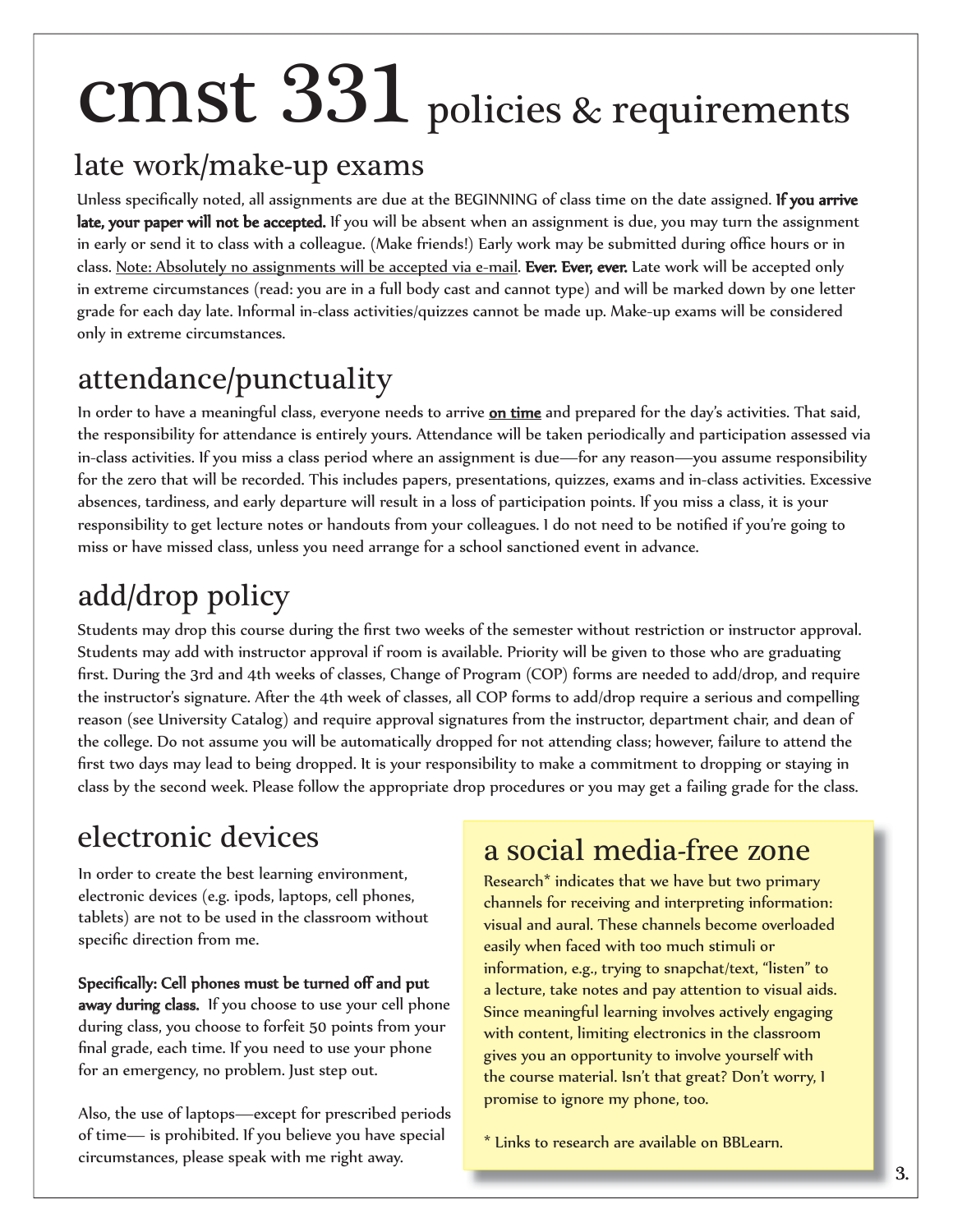# cmst 331 policies & requirements

## late work/make-up exams

Unless specifically noted, all assignments are due at the BEGINNING of class time on the date assigned. **If you arrive late, your paper will not be accepted.** If you will be absent when an assignment is due, you may turn the assignment in early or send it to class with a colleague. (Make friends!) Early work may be submitted during office hours or in class. <u>Note: Absolutely no assignments will be accepted via e-mail</u>. **Ever. Ever, ever.** Late work will be accepted only in extreme circumstances (read: you are in a full body cast and cannot type) and will be marked down by one letter grade for each day late. Informal in-class activities/quizzes cannot be made up. Make-up exams will be considered only in extreme circumstances.

## attendance/punctuality

In order to have a meaningful class, everyone needs to arrive **<u>on time</u>** and prepared for the day's activities. That said, the responsibility for attendance is entirely yours. Attendance will be taken periodically and participation assessed via in-class activities. If you miss a class period where an assignment is due—for any reason—you assume responsibility for the zero that will be recorded. This includes papers, presentations, quizzes, exams and in-class activities. Excessive absences, tardiness, and early departure will result in a loss of participation points. If you miss a class, it is your responsibility to get lecture notes or handouts from your colleagues. I do not need to be notified if you're going to miss or have missed class, unless you need arrange for a school sanctioned event in advance.

## add/drop policy

Students may drop this course during the first two weeks of the semester without restriction or instructor approval. Students may add with instructor approval if room is available. Priority will be given to those who are graduating first. During the 3rd and 4th weeks of classes, Change of Program (COP) forms are needed to add/drop, and require the instructor's signature. After the 4th week of classes, all COP forms to add/drop require a serious and compelling reason (see University Catalog) and require approval signatures from the instructor, department chair, and dean of the college. Do not assume you will be automatically dropped for not attending class; however, failure to attend the first two days may lead to being dropped. It is your responsibility to make a commitment to dropping or staying in class by the second week. Please follow the appropriate drop procedures or you may get a failing grade for the class.

## electronic devices

In order to create the best learning environment, electronic devices (e.g. ipods, laptops, cell phones, tablets) are not to be used in the classroom without specific direction from me.

**Specifically: Cell phones must be turned off and put away during class.** If you choose to use your cell phone during class, you choose to forfeit 50 points from your final grade, each time. If you need to use your phone for an emergency, no problem. Just step out.

Also, the use of laptops—except for prescribed periods of time— is prohibited. If you believe you have special circumstances, please speak with me right away.

## a social media-free zone

Research* indicates that we have but two primary channels for receiving and interpreting information: visual and aural. These channels become overloaded easily when faced with too much stimuli or information, e.g., trying to snapchat/text, "listen" to a lecture, take notes and pay attention to visual aids. Since meaningful learning involves actively engaging with content, limiting electronics in the classroom gives you an opportunity to involve yourself with the course material. Isn't that great? Don't worry, I promise to ignore my phone, too.

* Links to research are available on BBLearn.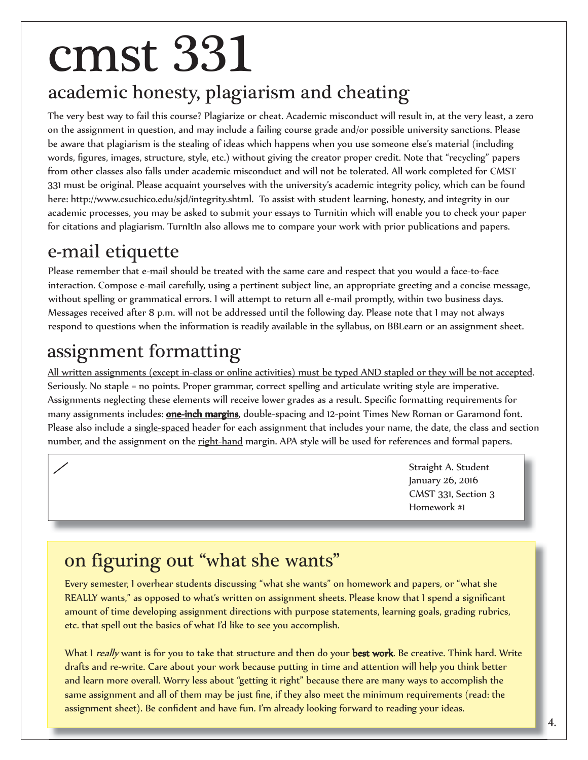# cmst 331

## academic honesty, plagiarism and cheating

The very best way to fail this course? Plagiarize or cheat. Academic misconduct will result in, at the very least, a zero on the assignment in question, and may include a failing course grade and/or possible university sanctions. Please be aware that plagiarism is the stealing of ideas which happens when you use someone else's material (including words, figures, images, structure, style, etc.) without giving the creator proper credit. Note that "recycling" papers from other classes also falls under academic misconduct and will not be tolerated. All work completed for CMST 331 must be original. Please acquaint yourselves with the university's academic integrity policy, which can be found here: http://www.csuchico.edu/sjd/integrity.shtml. To assist with student learning, honesty, and integrity in our academic processes, you may be asked to submit your essays to Turnitin which will enable you to check your paper for citations and plagiarism. TurnItIn also allows me to compare your work with prior publications and papers.

## e-mail etiquette

Please remember that e-mail should be treated with the same care and respect that you would a face-to-face interaction. Compose e-mail carefully, using a pertinent subject line, an appropriate greeting and a concise message, without spelling or grammatical errors. I will attempt to return all e-mail promptly, within two business days. Messages received after 8 p.m. will not be addressed until the following day. Please note that I may not always respond to questions when the information is readily available in the syllabus, on BBLearn or an assignment sheet.

## assignment formatting

<u>All written assignments (except in-class or online activities) must be typed AND stapled or they will be not accepted</u>. Seriously. No staple = no points. Proper grammar, correct spelling and articulate writing style are imperative. Assignments neglecting these elements will receive lower grades as a result. Specific formatting requirements for many assignments includes: **<u>one-inch margins</u>**, double-spacing and 12-point Times New Roman or Garamond font. Please also include a <u>single-spaced</u> header for each assignment that includes your name, the date, the class and section number, and the assignment on the <u>right-hand</u> margin. APA style will be used for references and formal papers.

Straight A. Student
January 26, 2016
CMST 331, Section 3
Homework #1

## on figuring out "what she wants"

Every semester, I overhear students discussing "what she wants" on homework and papers, or "what she REALLY wants," as opposed to what's written on assignment sheets. Please know that I spend a significant amount of time developing assignment directions with purpose statements, learning goals, grading rubrics, etc. that spell out the basics of what I'd like to see you accomplish.

What I *really* want is for you to take that structure and then do your **best work**. Be creative. Think hard. Write drafts and re-write. Care about your work because putting in time and attention will help you think better and learn more overall. Worry less about "getting it right" because there are many ways to accomplish the same assignment and all of them may be just fine, if they also meet the minimum requirements (read: the assignment sheet). Be confident and have fun. I'm already looking forward to reading your ideas.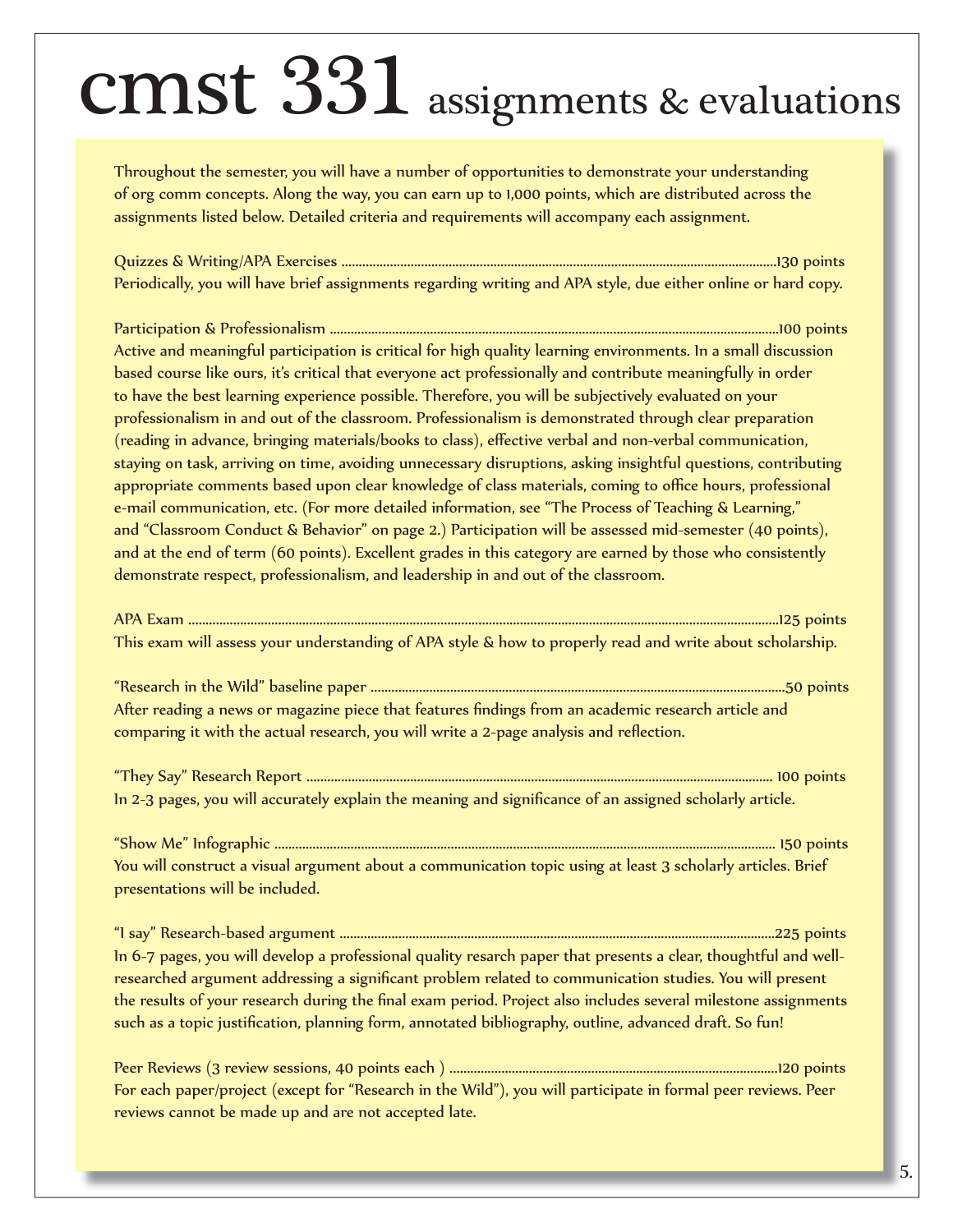# cmst 331 assignments & evaluations

Throughout the semester, you will have a number of opportunities to demonstrate your understanding of org comm concepts. Along the way, you can earn up to 1,000 points, which are distributed across the assignments listed below. Detailed criteria and requirements will accompany each assignment.

Quizzes & Writing/APA Exercises ............................................................130 points
Periodically, you will have brief assignments regarding writing and APA style, due either online or hard copy.

Participation & Professionalism ............................................................100 points
Active and meaningful participation is critical for high quality learning environments. In a small discussion based course like ours, it's critical that everyone act professionally and contribute meaningfully in order to have the best learning experience possible. Therefore, you will be subjectively evaluated on your professionalism in and out of the classroom. Professionalism is demonstrated through clear preparation (reading in advance, bringing materials/books to class), effective verbal and non-verbal communication, staying on task, arriving on time, avoiding unnecessary disruptions, asking insightful questions, contributing appropriate comments based upon clear knowledge of class materials, coming to office hours, professional e-mail communication, etc. (For more detailed information, see "The Process of Teaching & Learning," and "Classroom Conduct & Behavior" on page 2.) Participation will be assessed mid-semester (40 points), and at the end of term (60 points). Excellent grades in this category are earned by those who consistently demonstrate respect, professionalism, and leadership in and out of the classroom.

APA Exam ............................................................125 points
This exam will assess your understanding of APA style & how to properly read and write about scholarship.

"Research in the Wild" baseline paper ............................................................50 points
After reading a news or magazine piece that features findings from an academic research article and comparing it with the actual research, you will write a 2-page analysis and reflection.

"They Say" Research Report ............................................................ 100 points
In 2-3 pages, you will accurately explain the meaning and significance of an assigned scholarly article.

"Show Me" Infographic ............................................................ 150 points
You will construct a visual argument about a communication topic using at least 3 scholarly articles. Brief presentations will be included.

"I say" Research-based argument ............................................................225 points
In 6-7 pages, you will develop a professional quality resarch paper that presents a clear, thoughtful and well-researched argument addressing a significant problem related to communication studies. You will present the results of your research during the final exam period. Project also includes several milestone assignments such as a topic justification, planning form, annotated bibliography, outline, advanced draft. So fun!

Peer Reviews (3 review sessions, 40 points each ) ............................................................120 points
For each paper/project (except for "Research in the Wild"), you will participate in formal peer reviews. Peer reviews cannot be made up and are not accepted late.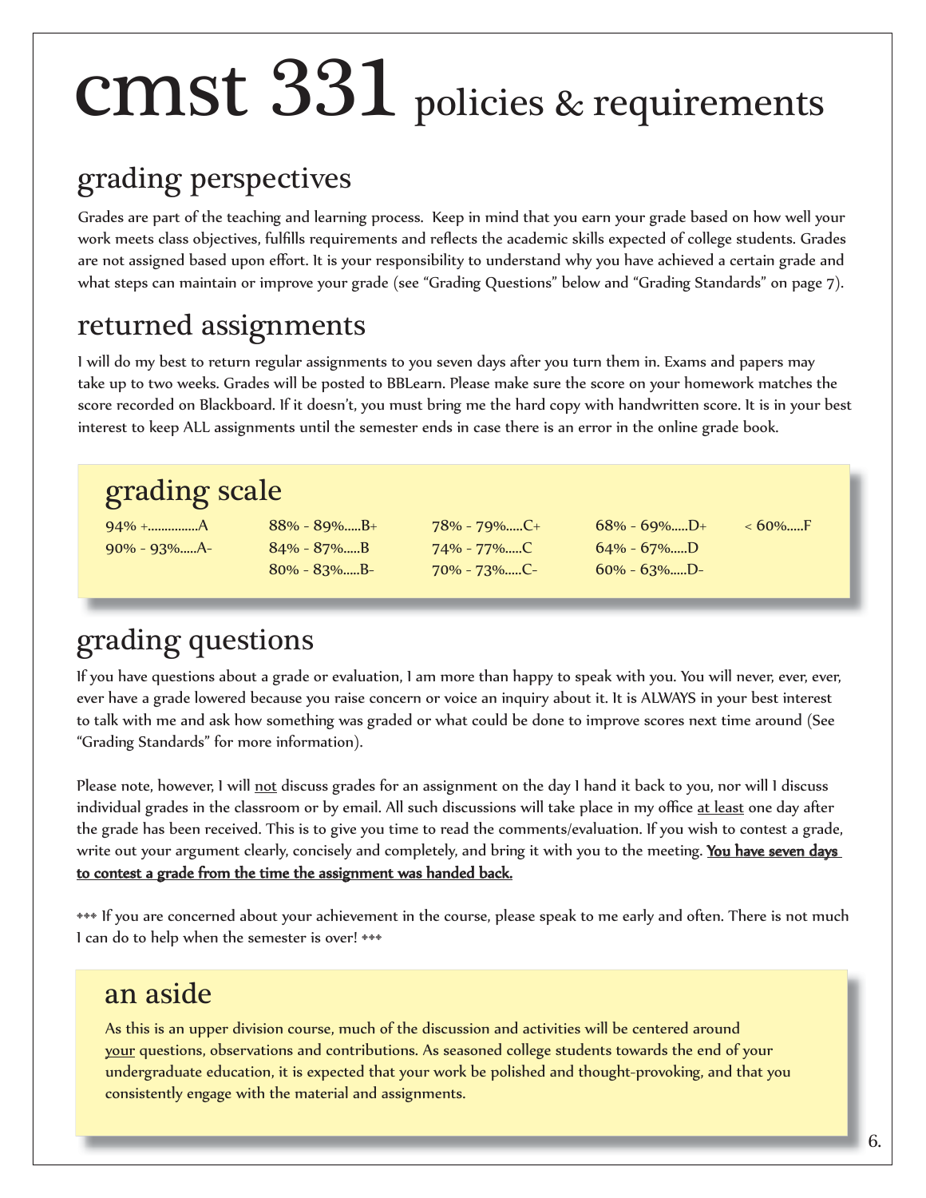# cmst 331 policies & requirements

## grading perspectives

Grades are part of the teaching and learning process. Keep in mind that you earn your grade based on how well your work meets class objectives, fulfills requirements and reflects the academic skills expected of college students. Grades are not assigned based upon effort. It is your responsibility to understand why you have achieved a certain grade and what steps can maintain or improve your grade (see "Grading Questions" below and "Grading Standards" on page 7).

## returned assignments

I will do my best to return regular assignments to you seven days after you turn them in. Exams and papers may take up to two weeks. Grades will be posted to BBLearn. Please make sure the score on your homework matches the score recorded on Blackboard. If it doesn't, you must bring me the hard copy with handwritten score. It is in your best interest to keep ALL assignments until the semester ends in case there is an error in the online grade book.

## grading scale

| | | | | |
|---|---|---|---|---|
| 94% +...............A | 88% - 89%.....B+ | 78% - 79%.....C+ | 68% - 69%.....D+ | < 60%.....F |
| 90% - 93%.....A- | 84% - 87%.....B | 74% - 77%.....C | 64% - 67%.....D | |
| | 80% - 83%.....B- | 70% - 73%.....C- | 60% - 63%.....D- | |

## grading questions

If you have questions about a grade or evaluation, I am more than happy to speak with you. You will never, ever, ever, ever have a grade lowered because you raise concern or voice an inquiry about it. It is ALWAYS in your best interest to talk with me and ask how something was graded or what could be done to improve scores next time around (See "Grading Standards" for more information).

Please note, however, I will not discuss grades for an assignment on the day I hand it back to you, nor will I discuss individual grades in the classroom or by email. All such discussions will take place in my office at least one day after the grade has been received. This is to give you time to read the comments/evaluation. If you wish to contest a grade, write out your argument clearly, concisely and completely, and bring it with you to the meeting. **You have seven days to contest a grade from the time the assignment was handed back.**

❖❖❖ If you are concerned about your achievement in the course, please speak to me early and often. There is not much I can do to help when the semester is over! ❖❖❖

## an aside

As this is an upper division course, much of the discussion and activities will be centered around your questions, observations and contributions. As seasoned college students towards the end of your undergraduate education, it is expected that your work be polished and thought-provoking, and that you consistently engage with the material and assignments.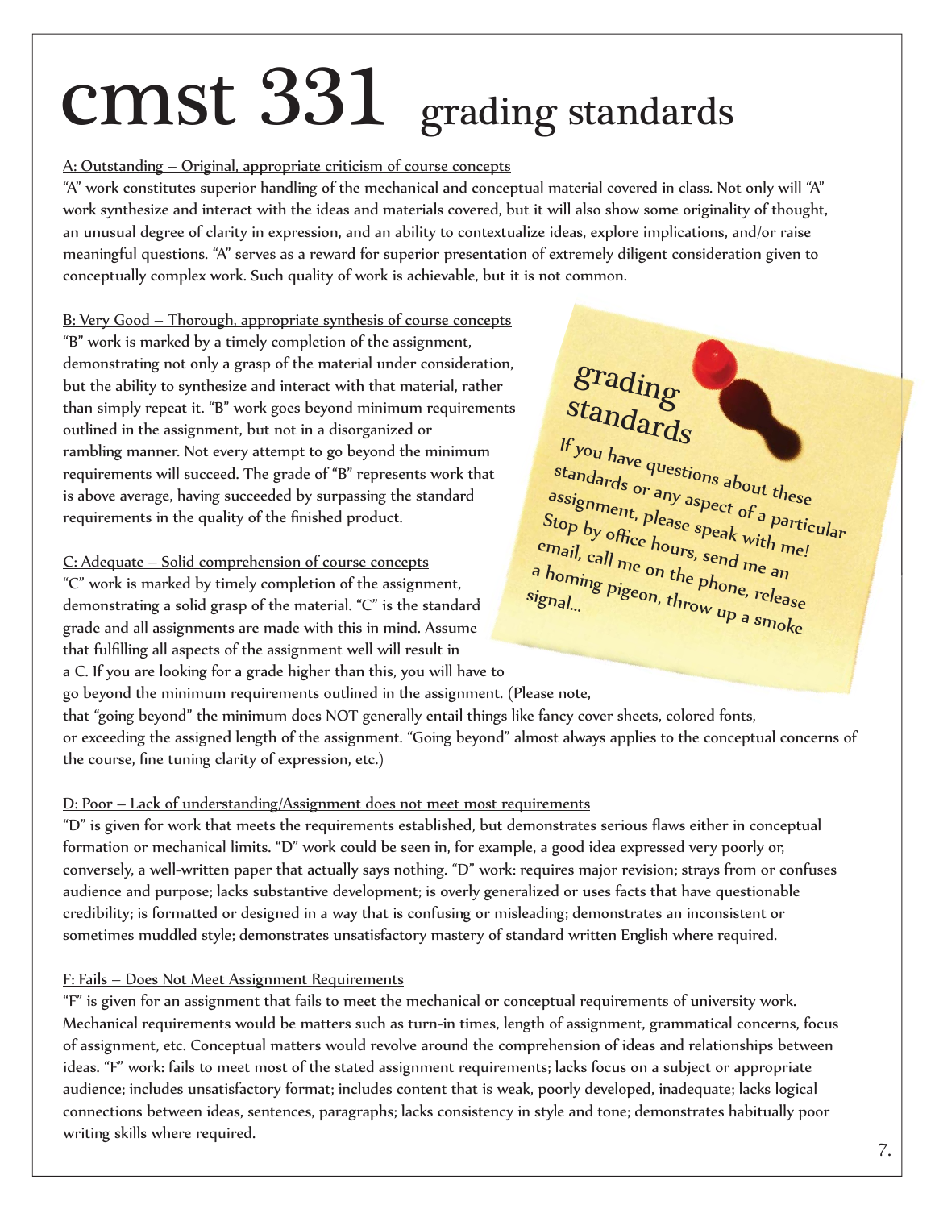# cmst 331 grading standards

A: Outstanding – Original, appropriate criticism of course concepts

"A" work constitutes superior handling of the mechanical and conceptual material covered in class. Not only will "A" work synthesize and interact with the ideas and materials covered, but it will also show some originality of thought, an unusual degree of clarity in expression, and an ability to contextualize ideas, explore implications, and/or raise meaningful questions. "A" serves as a reward for superior presentation of extremely diligent consideration given to conceptually complex work. Such quality of work is achievable, but it is not common.

B: Very Good – Thorough, appropriate synthesis of course concepts

"B" work is marked by a timely completion of the assignment, demonstrating not only a grasp of the material under consideration, but the ability to synthesize and interact with that material, rather than simply repeat it. "B" work goes beyond minimum requirements outlined in the assignment, but not in a disorganized or rambling manner. Not every attempt to go beyond the minimum requirements will succeed. The grade of "B" represents work that is above average, having succeeded by surpassing the standard requirements in the quality of the finished product.

C: Adequate – Solid comprehension of course concepts

"C" work is marked by timely completion of the assignment, demonstrating a solid grasp of the material. "C" is the standard grade and all assignments are made with this in mind. Assume that fulfilling all aspects of the assignment well will result in a C. If you are looking for a grade higher than this, you will have to go beyond the minimum requirements outlined in the assignment. (Please note, that "going beyond" the minimum does NOT generally entail things like fancy cover sheets, colored fonts, or exceeding the assigned length of the assignment. "Going beyond" almost always applies to the conceptual concerns of the course, fine tuning clarity of expression, etc.)

## grading standards

If you have questions about these standards or any aspect of a particular assignment, please speak with me! Stop by office hours, send me an email, call me on the phone, release a homing pigeon, throw up a smoke signal...

D: Poor – Lack of understanding/Assignment does not meet most requirements

"D" is given for work that meets the requirements established, but demonstrates serious flaws either in conceptual formation or mechanical limits. "D" work could be seen in, for example, a good idea expressed very poorly or, conversely, a well-written paper that actually says nothing. "D" work: requires major revision; strays from or confuses audience and purpose; lacks substantive development; is overly generalized or uses facts that have questionable credibility; is formatted or designed in a way that is confusing or misleading; demonstrates an inconsistent or sometimes muddled style; demonstrates unsatisfactory mastery of standard written English where required.

F: Fails – Does Not Meet Assignment Requirements

"F" is given for an assignment that fails to meet the mechanical or conceptual requirements of university work. Mechanical requirements would be matters such as turn-in times, length of assignment, grammatical concerns, focus of assignment, etc. Conceptual matters would revolve around the comprehension of ideas and relationships between ideas. "F" work: fails to meet most of the stated assignment requirements; lacks focus on a subject or appropriate audience; includes unsatisfactory format; includes content that is weak, poorly developed, inadequate; lacks logical connections between ideas, sentences, paragraphs; lacks consistency in style and tone; demonstrates habitually poor writing skills where required.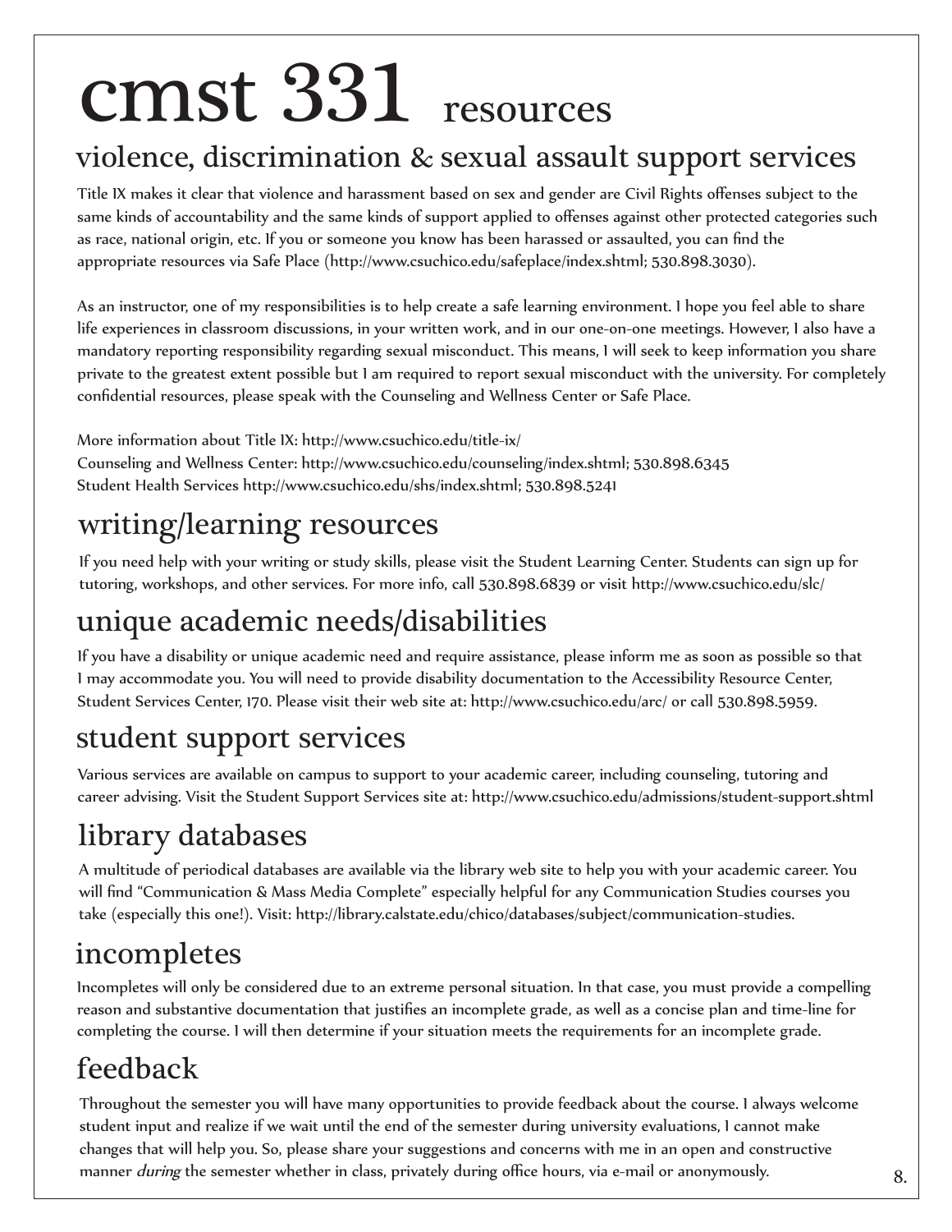# cmst 331 resources

## violence, discrimination & sexual assault support services

Title IX makes it clear that violence and harassment based on sex and gender are Civil Rights offenses subject to the same kinds of accountability and the same kinds of support applied to offenses against other protected categories such as race, national origin, etc. If you or someone you know has been harassed or assaulted, you can find the appropriate resources via Safe Place (http://www.csuchico.edu/safeplace/index.shtml; 530.898.3030).

As an instructor, one of my responsibilities is to help create a safe learning environment. I hope you feel able to share life experiences in classroom discussions, in your written work, and in our one-on-one meetings. However, I also have a mandatory reporting responsibility regarding sexual misconduct. This means, I will seek to keep information you share private to the greatest extent possible but I am required to report sexual misconduct with the university. For completely confidential resources, please speak with the Counseling and Wellness Center or Safe Place.

More information about Title IX: http://www.csuchico.edu/title-ix/
Counseling and Wellness Center: http://www.csuchico.edu/counseling/index.shtml; 530.898.6345
Student Health Services http://www.csuchico.edu/shs/index.shtml; 530.898.5241

## writing/learning resources

If you need help with your writing or study skills, please visit the Student Learning Center. Students can sign up for tutoring, workshops, and other services. For more info, call 530.898.6839 or visit http://www.csuchico.edu/slc/

## unique academic needs/disabilities

If you have a disability or unique academic need and require assistance, please inform me as soon as possible so that I may accommodate you. You will need to provide disability documentation to the Accessibility Resource Center, Student Services Center, 170. Please visit their web site at: http://www.csuchico.edu/arc/ or call 530.898.5959.

## student support services

Various services are available on campus to support to your academic career, including counseling, tutoring and career advising. Visit the Student Support Services site at: http://www.csuchico.edu/admissions/student-support.shtml

## library databases

A multitude of periodical databases are available via the library web site to help you with your academic career. You will find "Communication & Mass Media Complete" especially helpful for any Communication Studies courses you take (especially this one!). Visit: http://library.calstate.edu/chico/databases/subject/communication-studies.

## incompletes

Incompletes will only be considered due to an extreme personal situation. In that case, you must provide a compelling reason and substantive documentation that justifies an incomplete grade, as well as a concise plan and time-line for completing the course. I will then determine if your situation meets the requirements for an incomplete grade.

## feedback

Throughout the semester you will have many opportunities to provide feedback about the course. I always welcome student input and realize if we wait until the end of the semester during university evaluations, I cannot make changes that will help you. So, please share your suggestions and concerns with me in an open and constructive manner *during* the semester whether in class, privately during office hours, via e-mail or anonymously.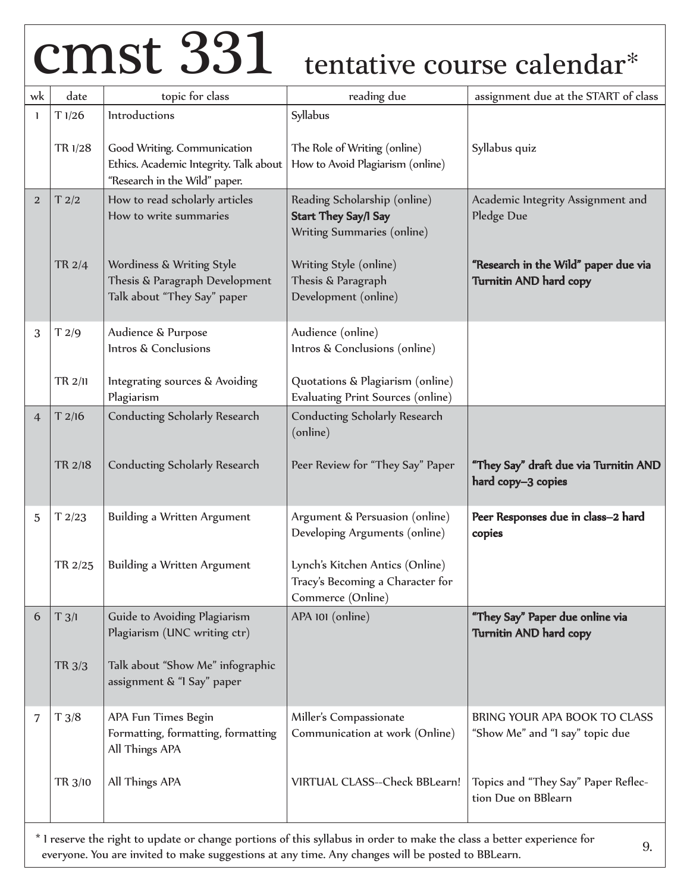# cmst 331 tentative course calendar*

| wk | date | topic for class | reading due | assignment due at the START of class |
|---|---|---|---|---|
| 1 | T 1/26 | Introductions | Syllabus | |
| | TR 1/28 | Good Writing. Communication Ethics. Academic Integrity. Talk about "Research in the Wild" paper. | The Role of Writing (online)<br>How to Avoid Plagiarism (online) | Syllabus quiz |
| 2 | T 2/2 | How to read scholarly articles<br>How to write summaries | Reading Scholarship (online)<br>**Start They Say/I Say**<br>Writing Summaries (online) | Academic Integrity Assignment and Pledge Due |
| | TR 2/4 | Wordiness & Writing Style<br>Thesis & Paragraph Development<br>Talk about "They Say" paper | Writing Style (online)<br>Thesis & Paragraph Development (online) | **"Research in the Wild" paper due via Turnitin AND hard copy** |
| 3 | T 2/9 | Audience & Purpose<br>Intros & Conclusions | Audience (online)<br>Intros & Conclusions (online) | |
| | TR 2/11 | Integrating sources & Avoiding Plagiarism | Quotations & Plagiarism (online)<br>Evaluating Print Sources (online) | |
| 4 | T 2/16 | Conducting Scholarly Research | Conducting Scholarly Research (online) | |
| | TR 2/18 | Conducting Scholarly Research | Peer Review for "They Say" Paper | **"They Say" draft due via Turnitin AND hard copy–3 copies** |
| 5 | T 2/23 | Building a Written Argument | Argument & Persuasion (online)<br>Developing Arguments (online) | **Peer Responses due in class–2 hard copies** |
| | TR 2/25 | Building a Written Argument | Lynch's Kitchen Antics (Online)<br>Tracy's Becoming a Character for Commerce (Online) | |
| 6 | T 3/1 | Guide to Avoiding Plagiarism<br>Plagiarism (UNC writing ctr) | APA 101 (online) | **"They Say" Paper due online via Turnitin AND hard copy** |
| | TR 3/3 | Talk about "Show Me" infographic assignment & "I Say" paper | | |
| 7 | T 3/8 | APA Fun Times Begin<br>Formatting, formatting, formatting<br>All Things APA | Miller's Compassionate Communication at work (Online) | BRING YOUR APA BOOK TO CLASS<br>"Show Me" and "I say" topic due |
| | TR 3/10 | All Things APA | VIRTUAL CLASS--Check BBLearn! | Topics and "They Say" Paper Reflection Due on BBlearn |

* I reserve the right to update or change portions of this syllabus in order to make the class a better experience for everyone. You are invited to make suggestions at any time. Any changes will be posted to BBLearn.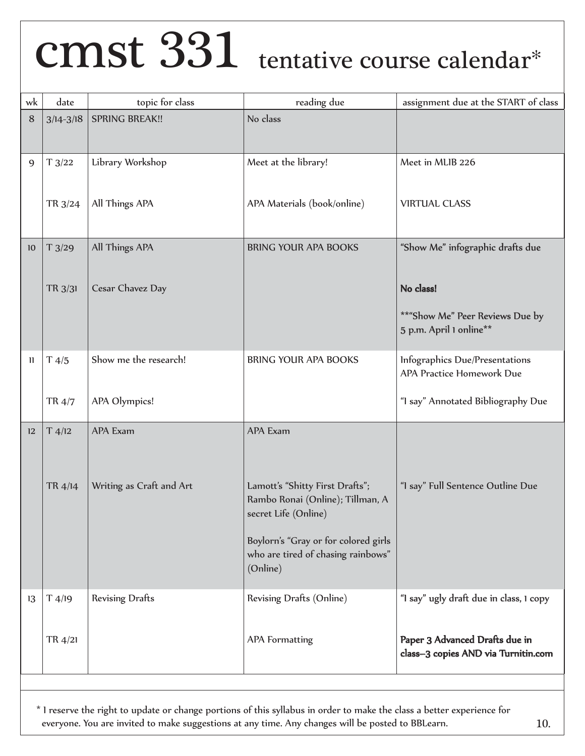# cmst 331 tentative course calendar*

| wk | date | topic for class | reading due | assignment due at the START of class |
|---|---|---|---|---|
| 8 | 3/14-3/18 | SPRING BREAK!! | No class | |
| 9 | T 3/22 | Library Workshop | Meet at the library! | Meet in MLIB 226 |
| | TR 3/24 | All Things APA | APA Materials (book/online) | VIRTUAL CLASS |
| 10 | T 3/29 | All Things APA | BRING YOUR APA BOOKS | "Show Me" infographic drafts due |
| | TR 3/31 | Cesar Chavez Day | | **No class!** **"Show Me" Peer Reviews Due by 5 p.m. April 1 online** |
| 11 | T 4/5 | Show me the research! | BRING YOUR APA BOOKS | Infographics Due/Presentations APA Practice Homework Due |
| | TR 4/7 | APA Olympics! | | "I say" Annotated Bibliography Due |
| 12 | T 4/12 | APA Exam | APA Exam | |
| | TR 4/14 | Writing as Craft and Art | Lamott's "Shitty First Drafts"; Rambo Ronai (Online); Tillman, A secret Life (Online) Boylorn's "Gray or for colored girls who are tired of chasing rainbows" (Online) | "I say" Full Sentence Outline Due |
| 13 | T 4/19 | Revising Drafts | Revising Drafts (Online) | "I say" ugly draft due in class, 1 copy |
| | TR 4/21 | | APA Formatting | **Paper 3 Advanced Drafts due in class–3 copies AND via Turnitin.com** |

* I reserve the right to update or change portions of this syllabus in order to make the class a better experience for everyone. You are invited to make suggestions at any time. Any changes will be posted to BBLearn.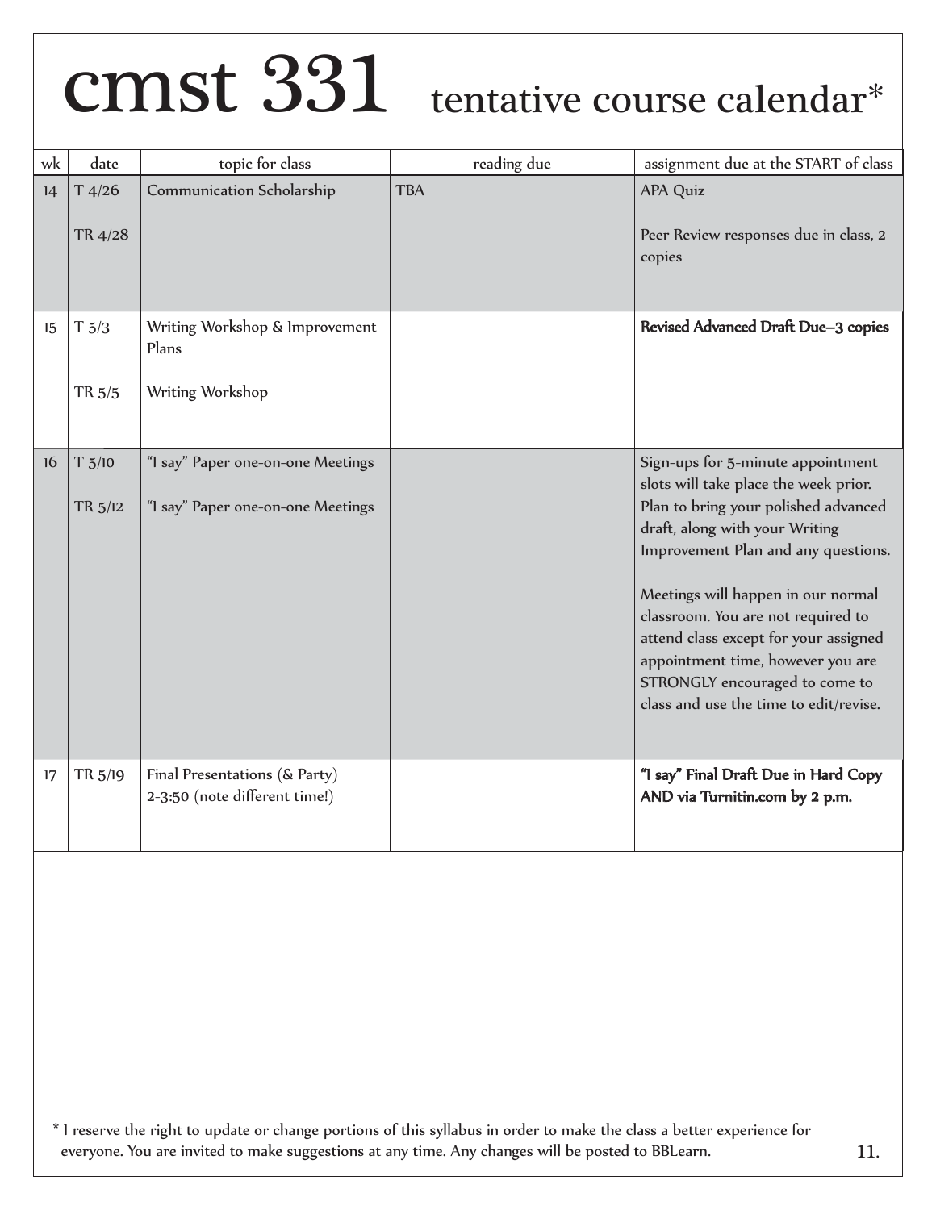# cmst 331 tentative course calendar*

| wk | date | topic for class | reading due | assignment due at the START of class |
|---|---|---|---|---|
| 14 | T 4/26 | Communication Scholarship | TBA | APA Quiz |
| | TR 4/28 | | | Peer Review responses due in class, 2 copies |
| 15 | T 5/3 | Writing Workshop & Improvement Plans | | **Revised Advanced Draft Due–3 copies** |
| | TR 5/5 | Writing Workshop | | |
| 16 | T 5/10 | "I say" Paper one-on-one Meetings | | Sign-ups for 5-minute appointment slots will take place the week prior. Plan to bring your polished advanced draft, along with your Writing Improvement Plan and any questions. Meetings will happen in our normal classroom. You are not required to attend class except for your assigned appointment time, however you are STRONGLY encouraged to come to class and use the time to edit/revise. |
| | TR 5/12 | "I say" Paper one-on-one Meetings | | |
| 17 | TR 5/19 | Final Presentations (& Party) 2-3:50 (note different time!) | | **"I say" Final Draft Due in Hard Copy AND via Turnitin.com by 2 p.m.** |

* I reserve the right to update or change portions of this syllabus in order to make the class a better experience for everyone. You are invited to make suggestions at any time. Any changes will be posted to BBLearn.